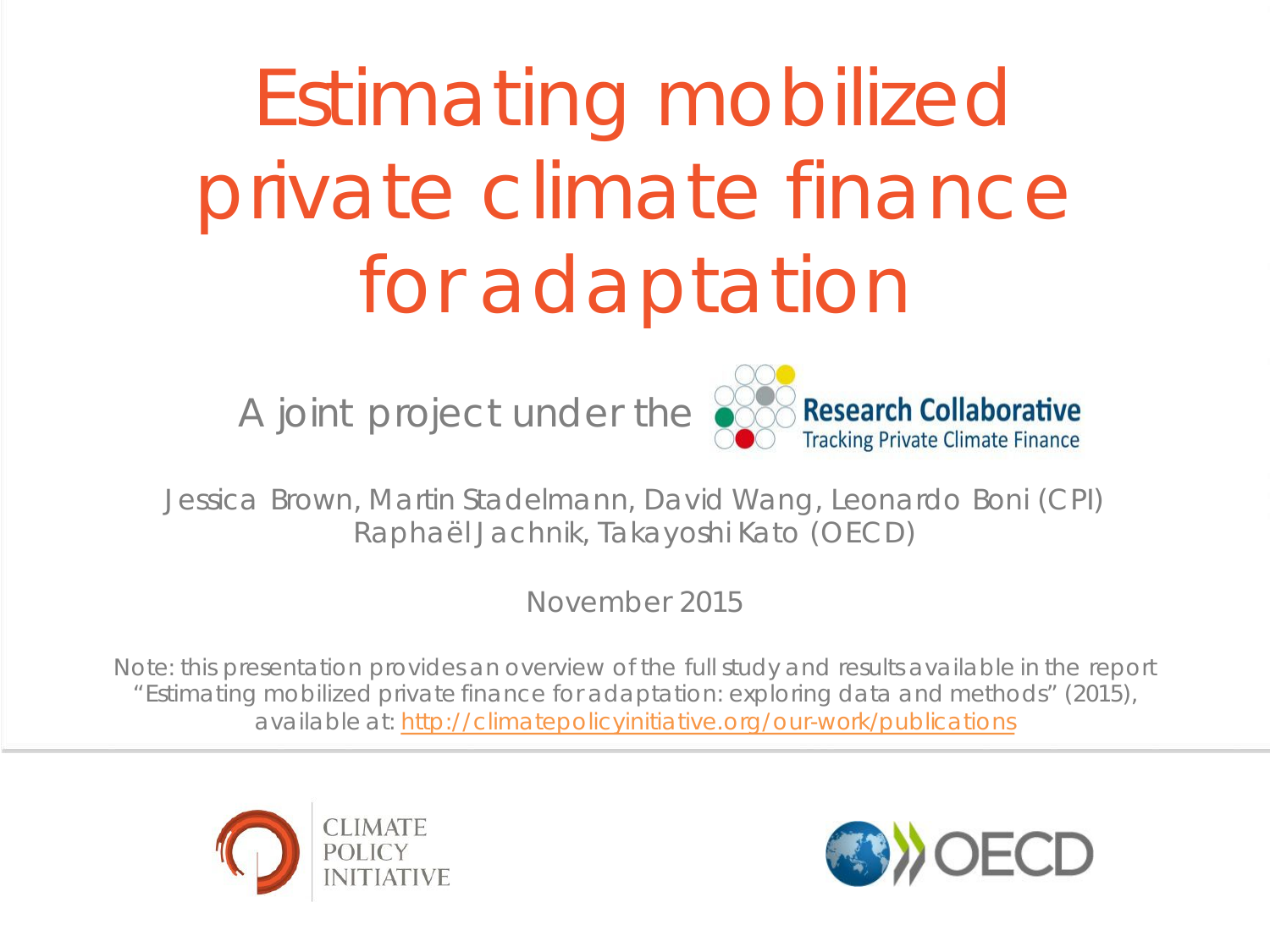# Estimating mobilized private climate finance for adaptation

A joint project under the Research Collaborative Tracking Private Climate Finance

Jessica Brown, Martin Stadelmann, David Wang, Leonardo Boni (CPI)
Raphaël Jachnik, Takayoshi Kato (OECD)

November 2015

Note: this presentation provides an overview of the full study and results available in the report "Estimating mobilized private finance for adaptation: exploring data and methods" (2015), available at: http://climatepolicyinitiative.org/our-work/publications

CLIMATE POLICY INITIATIVE

OECD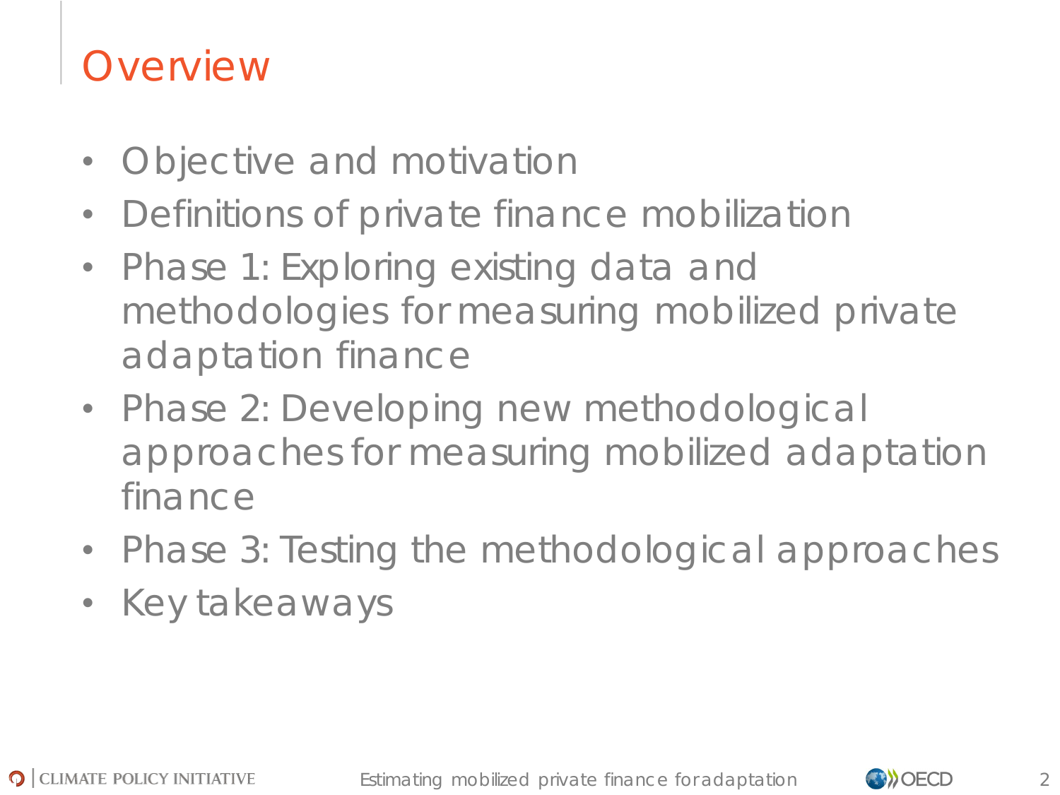# Overview

- Objective and motivation
- Definitions of private finance mobilization
- Phase 1: Exploring existing data and methodologies for measuring mobilized private adaptation finance
- Phase 2: Developing new methodological approaches for measuring mobilized adaptation finance
- Phase 3: Testing the methodological approaches
- Key takeaways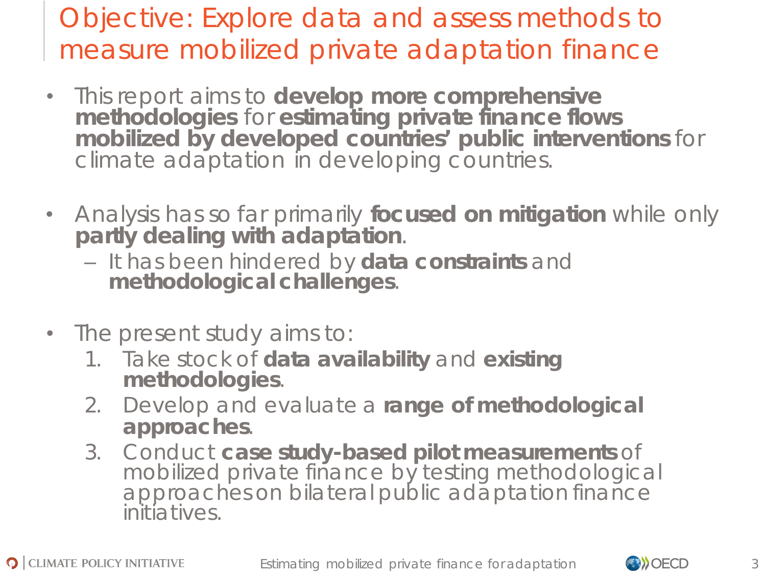# Objective: Explore data and assess methods to measure mobilized private adaptation finance

- This report aims to **develop more comprehensive methodologies** for **estimating private finance flows mobilized by developed countries' public interventions** for climate adaptation in developing countries.

- Analysis has so far primarily **focused on mitigation** while only **partly dealing with adaptation**.
  - It has been hindered by **data constraints** and **methodological challenges**.

- The present study aims to:
  1. Take stock of **data availability** and **existing methodologies**.
  2. Develop and evaluate a **range of methodological approaches**.
  3. Conduct **case study-based pilot measurements** of mobilized private finance by testing methodological approaches on bilateral public adaptation finance initiatives.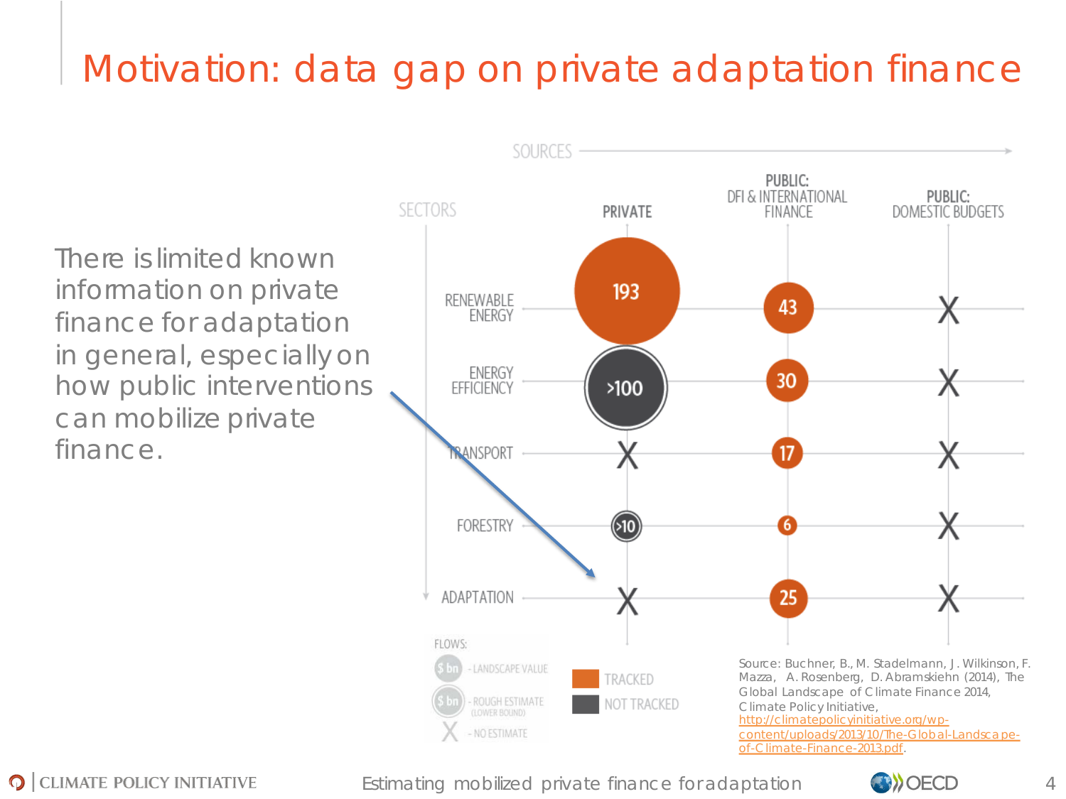# Motivation: data gap on private adaptation finance

There is limited known information on private finance for adaptation in general, especially on how public interventions can mobilize private finance.

| SECTORS | PRIVATE | PUBLIC: DFI & INTERNATIONAL FINANCE | PUBLIC: DOMESTIC BUDGETS |
|---|---|---|---|
| RENEWABLE ENERGY | 193 | 43 | X |
| ENERGY EFFICIENCY | >100 | 30 | X |
| TRANSPORT | X | 17 | X |
| FORESTRY | >10 | 6 | X |
| ADAPTATION | X | 25 | X |

SOURCES →

FLOWS:
- $ bn - LANDSCAPE VALUE
- $ bn - ROUGH ESTIMATE (LOWER BOUND)
- X - NO ESTIMATE

TRACKED

NOT TRACKED

Source: Buchner, B., M. Stadelmann, J. Wilkinson, F. Mazza, A. Rosenberg, D. Abramskiehn (2014), The Global Landscape of Climate Finance 2014, Climate Policy Initiative, http://climatepolicyinitiative.org/wp-content/uploads/2013/10/The-Global-Landscape-of-Climate-Finance-2013.pdf.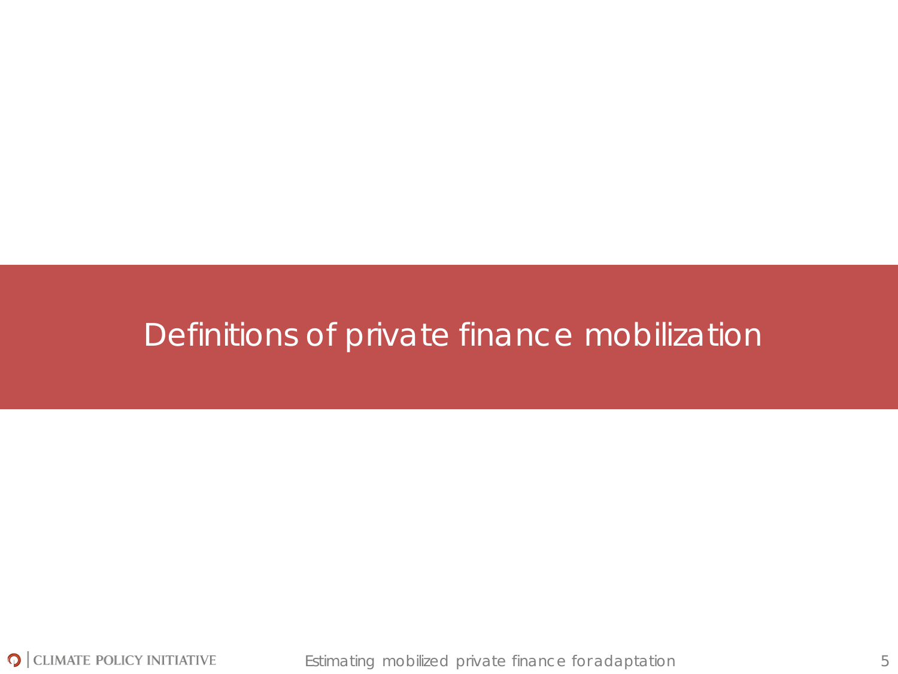# Definitions of private finance mobilization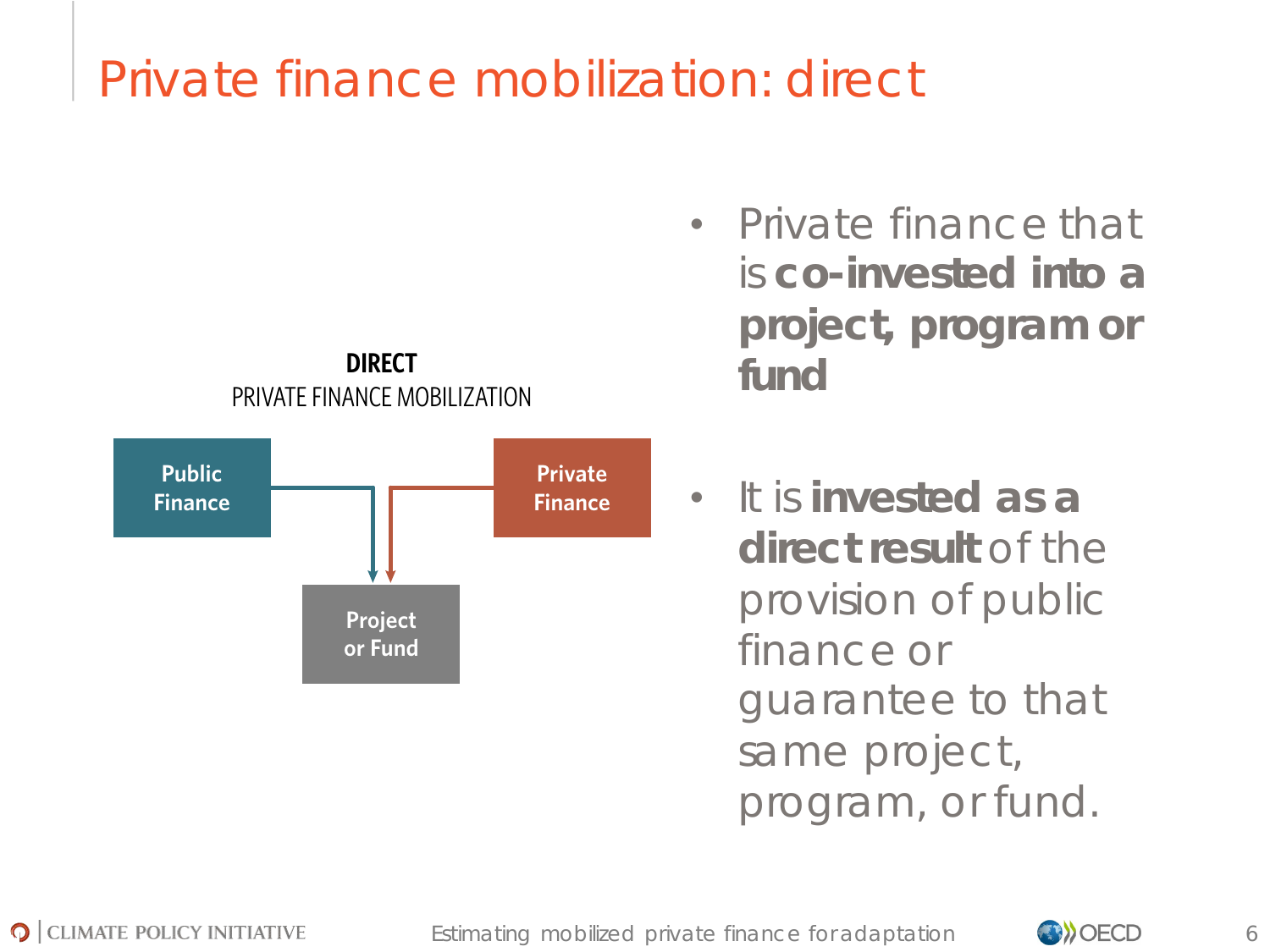# Private finance mobilization: direct

**DIRECT**
PRIVATE FINANCE MOBILIZATION

Public Finance → Project or Fund ← Private Finance

- Private finance that is **co-invested into a project, program or fund**
- It is **invested as a direct result** of the provision of public finance or guarantee to that same project, program, or fund.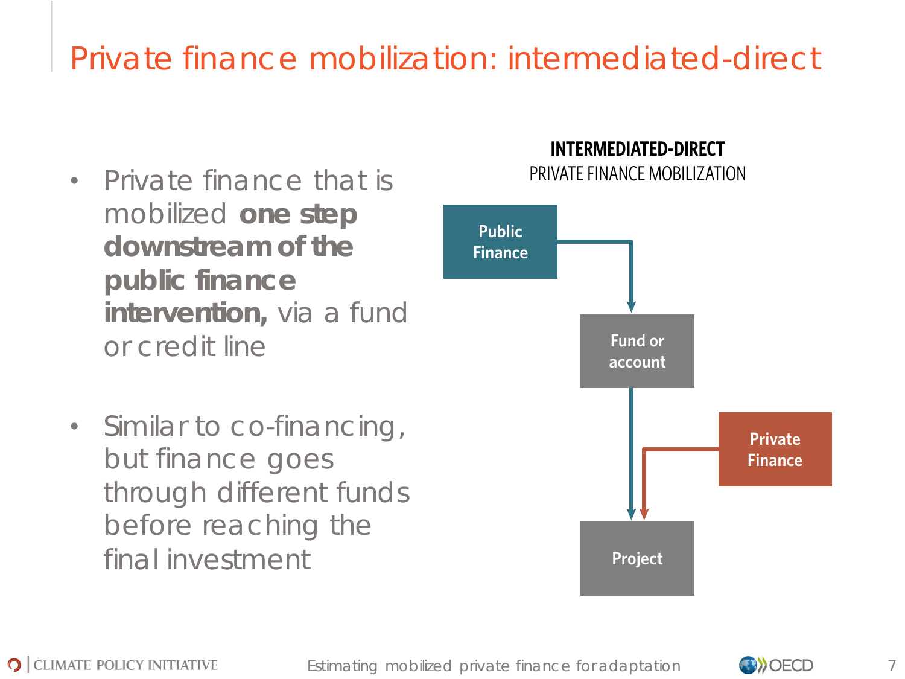# Private finance mobilization: intermediated-direct

- Private finance that is mobilized **one step downstream of the public finance intervention,** via a fund or credit line

- Similar to co-financing, but finance goes through different funds before reaching the final investment

**INTERMEDIATED-DIRECT**
PRIVATE FINANCE MOBILIZATION

Public Finance → Fund or account → Project

Private Finance → Project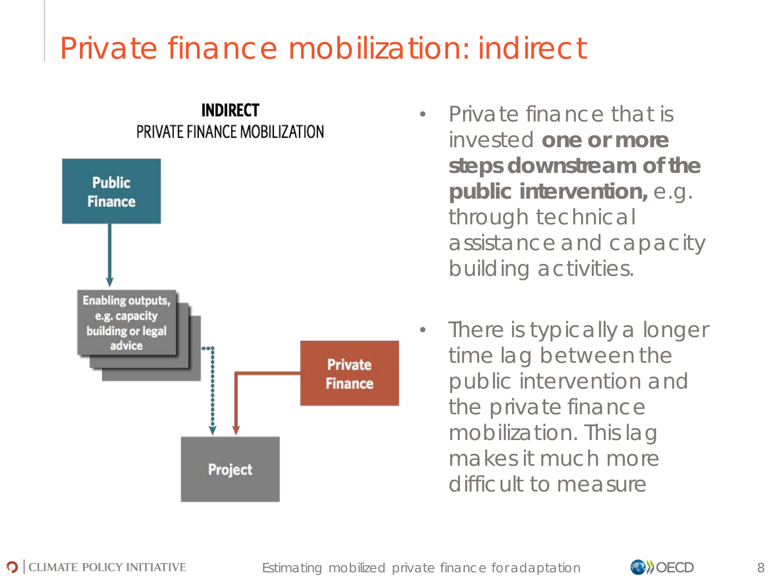# Private finance mobilization: indirect

**INDIRECT**
PRIVATE FINANCE MOBILIZATION

Public Finance

Enabling outputs, e.g. capacity building or legal advice

Private Finance

Project

- Private finance that is invested **one or more steps downstream of the public intervention,** e.g. through technical assistance and capacity building activities.
- There is typically a longer time lag between the public intervention and the private finance mobilization. This lag makes it much more difficult to measure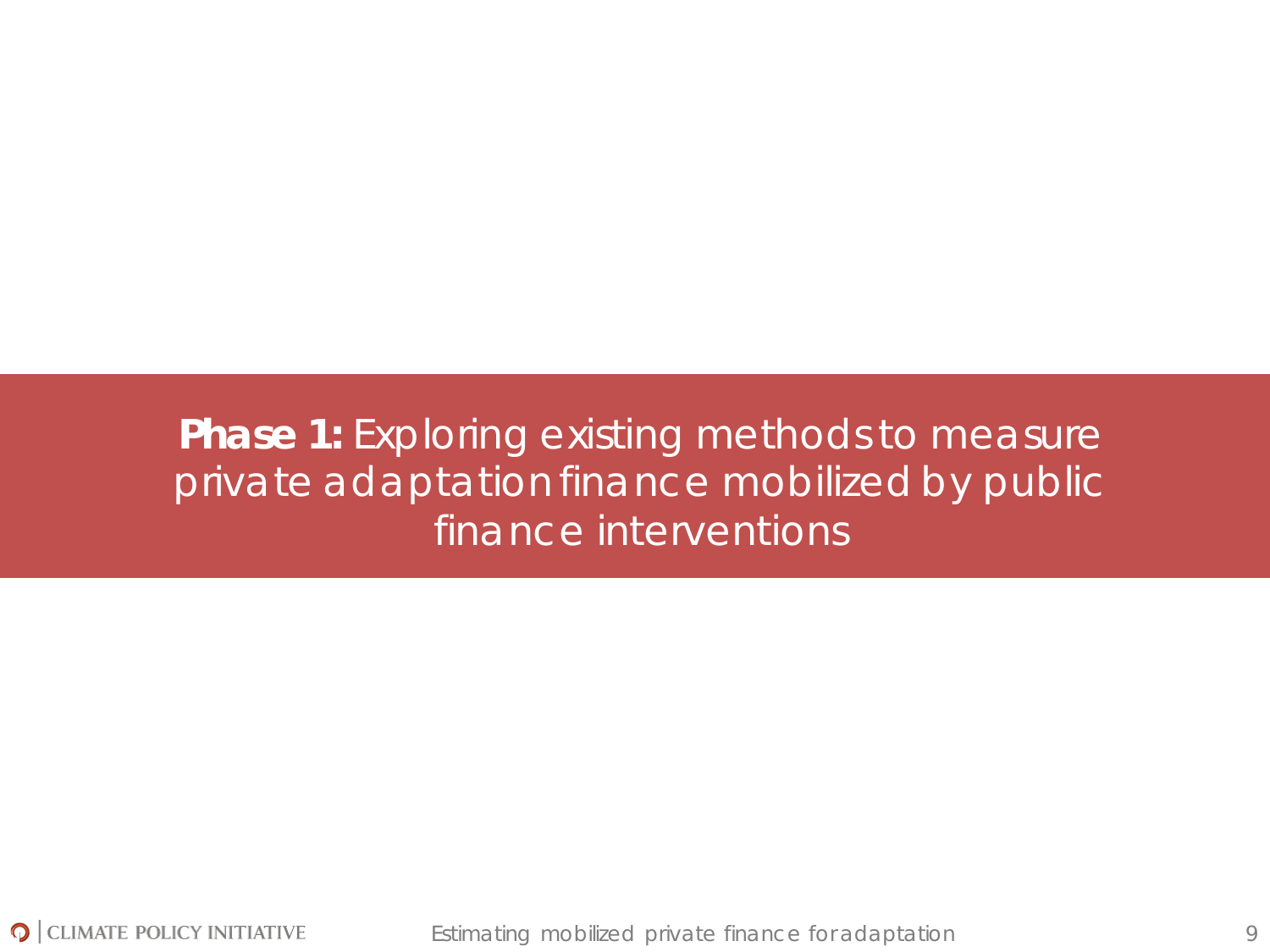# **Phase 1:** Exploring existing methods to measure private adaptation finance mobilized by public finance interventions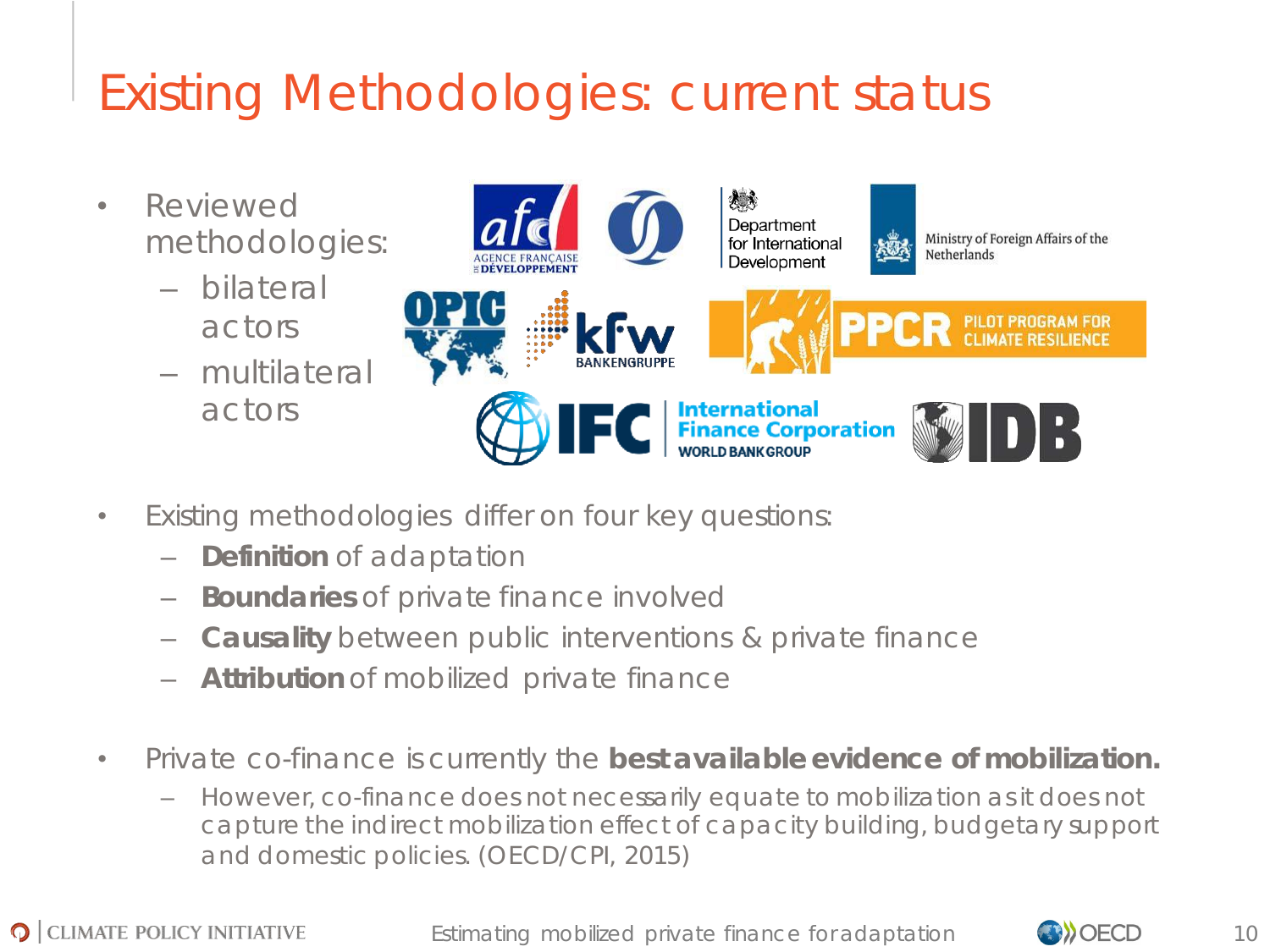# Existing Methodologies: current status

- Reviewed methodologies:
  - bilateral actors
  - multilateral actors

- Existing methodologies differ on four key questions:
  - **Definition** of adaptation
  - **Boundaries** of private finance involved
  - **Causality** between public interventions & private finance
  - **Attribution** of mobilized private finance

- Private co-finance is currently the **best available evidence of mobilization.**
  - However, co-finance does not necessarily equate to mobilization as it does not capture the indirect mobilization effect of capacity building, budgetary support and domestic policies. (OECD/CPI, 2015)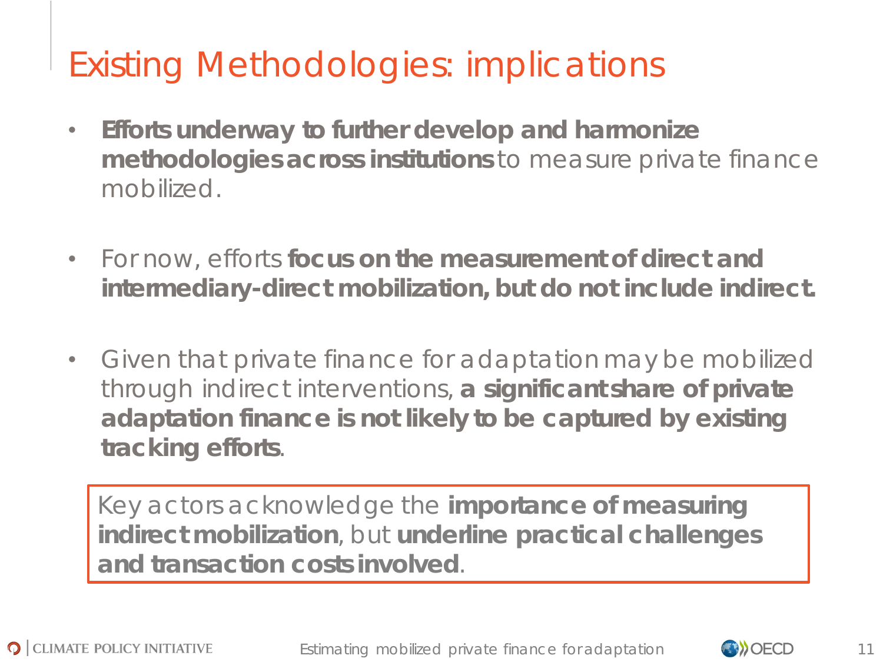# Existing Methodologies: implications

- **Efforts underway to further develop and harmonize methodologies across institutions** to measure private finance mobilized.
- For now, efforts **focus on the measurement of direct and intermediary-direct mobilization, but do not include indirect.**
- Given that private finance for adaptation may be mobilized through indirect interventions, **a significant share of private adaptation finance is not likely to be captured by existing tracking efforts**.

Key actors acknowledge the **importance of measuring indirect mobilization**, but **underline practical challenges and transaction costs involved**.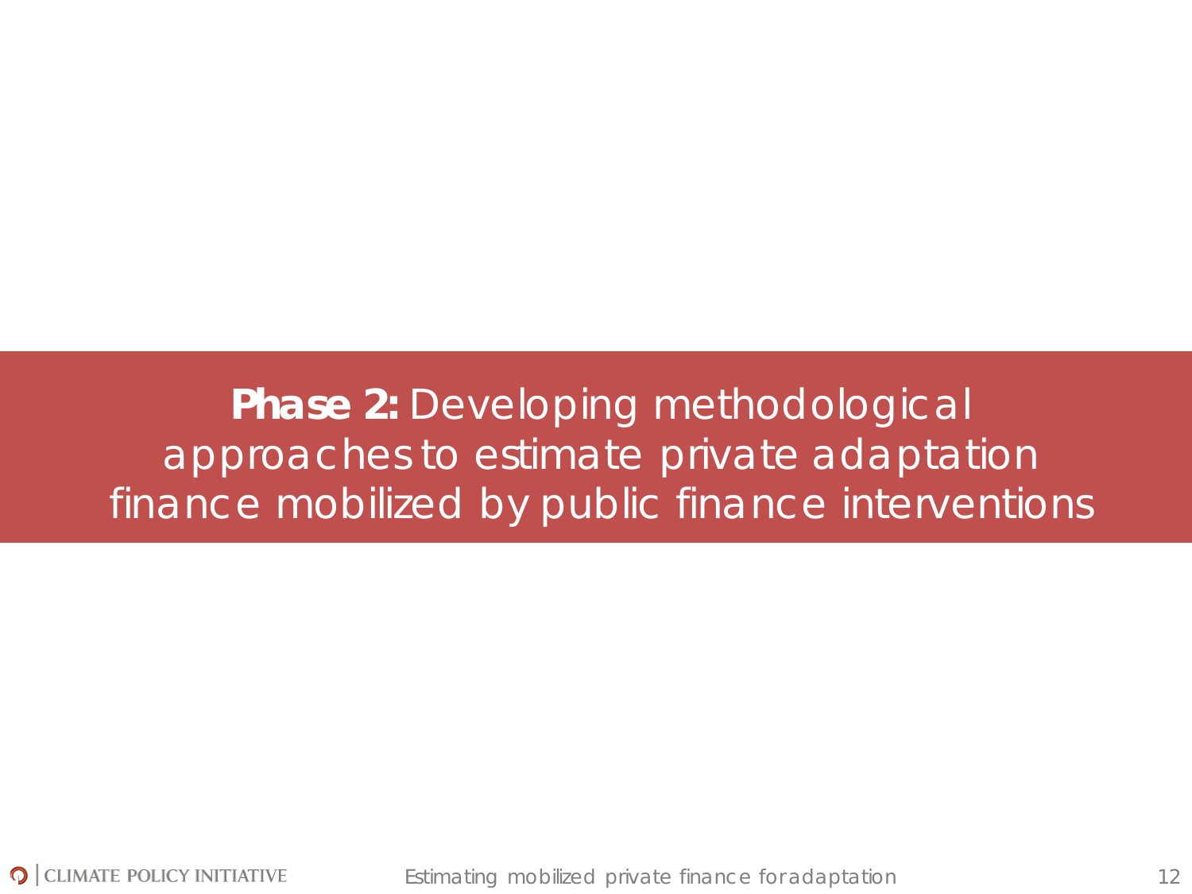# **Phase 2:** Developing methodological approaches to estimate private adaptation finance mobilized by public finance interventions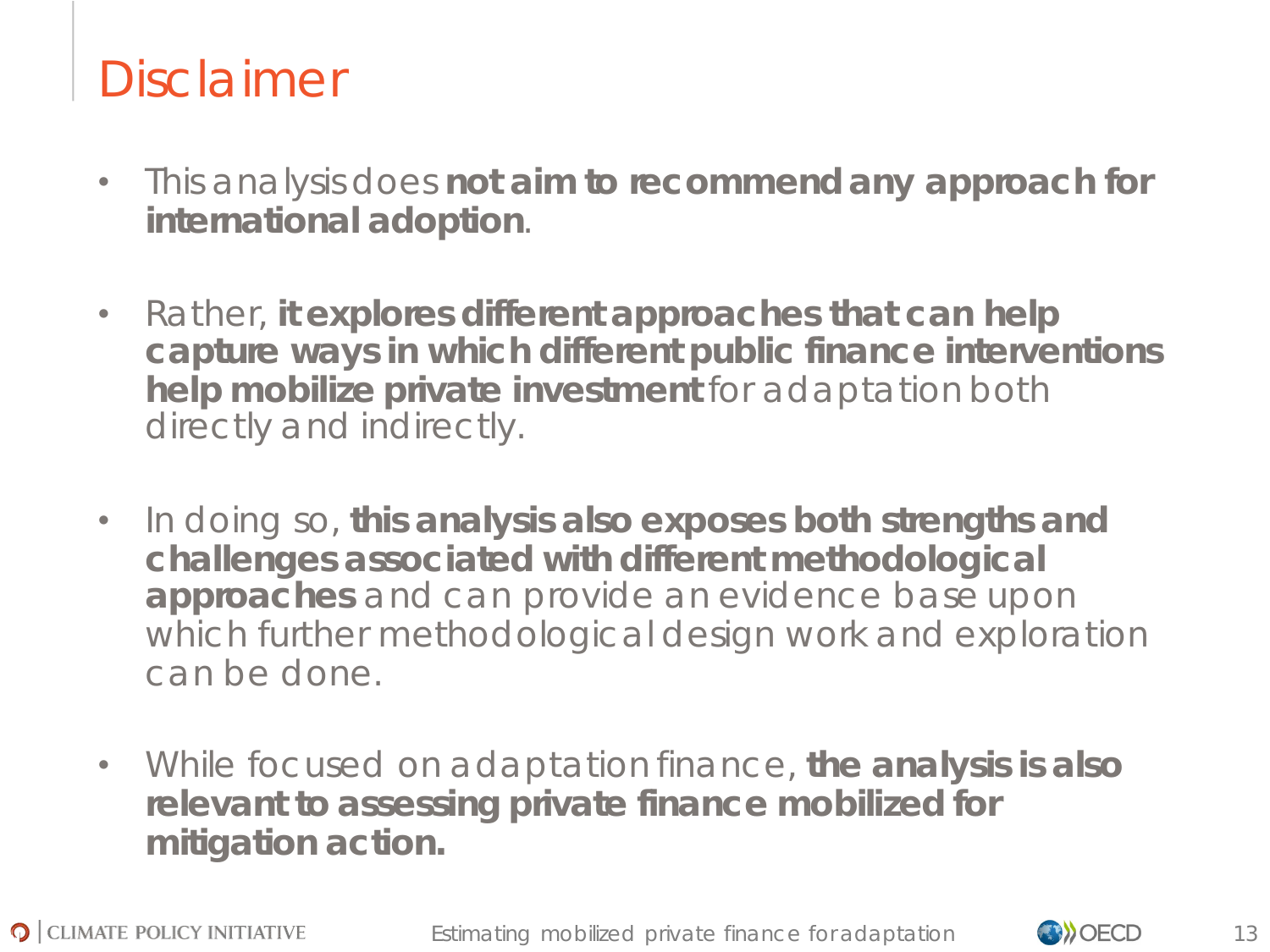# Disclaimer

- This analysis does **not aim to recommend any approach for international adoption**.
- Rather, **it explores different approaches that can help capture ways in which different public finance interventions help mobilize private investment** for adaptation both directly and indirectly.
- In doing so, **this analysis also exposes both strengths and challenges associated with different methodological approaches** and can provide an evidence base upon which further methodological design work and exploration can be done.
- While focused on adaptation finance, **the analysis is also relevant to assessing private finance mobilized for mitigation action.**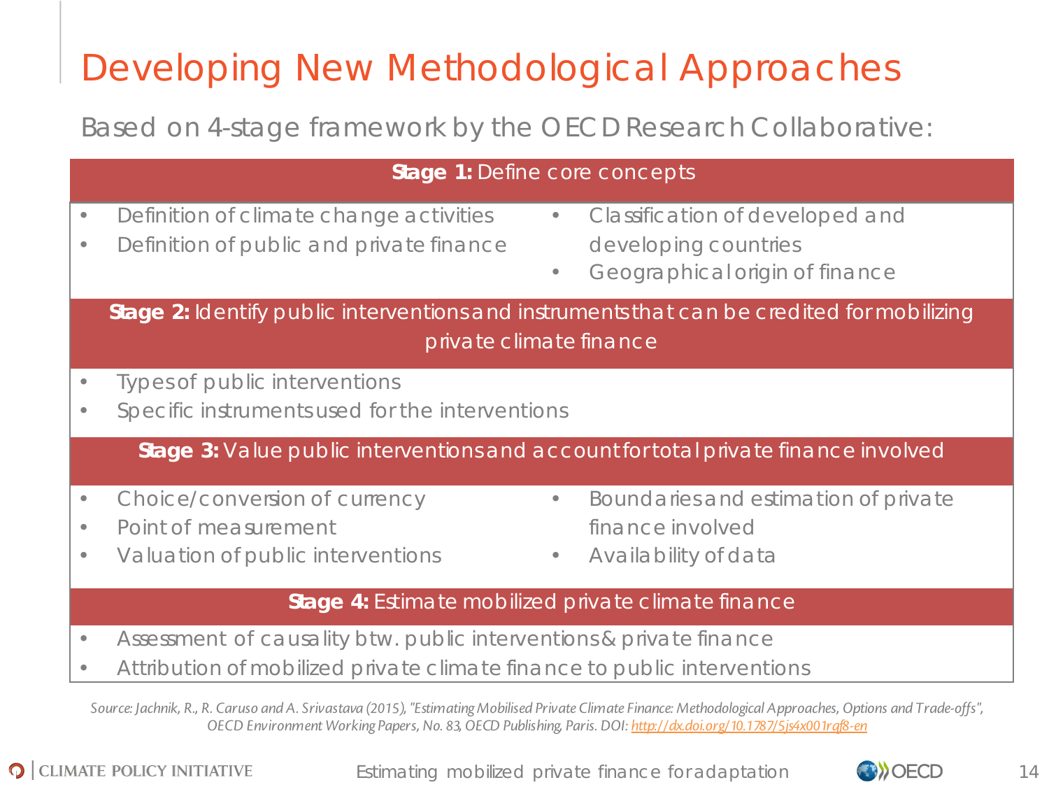# Developing New Methodological Approaches

Based on 4-stage framework by the OECD Research Collaborative:

**Stage 1:** Define core concepts

- Definition of climate change activities
- Definition of public and private finance
- Classification of developed and developing countries
- Geographical origin of finance

**Stage 2:** Identify public interventions and instruments that can be credited for mobilizing private climate finance

- Types of public interventions
- Specific instruments used for the interventions

**Stage 3:** Value public interventions and account for total private finance involved

- Choice/conversion of currency
- Point of measurement
- Valuation of public interventions
- Boundaries and estimation of private finance involved
- Availability of data

**Stage 4:** Estimate mobilized private climate finance

- Assessment of causality btw. public interventions & private finance
- Attribution of mobilized private climate finance to public interventions

*Source: Jachnik, R., R. Caruso and A. Srivastava (2015), "Estimating Mobilised Private Climate Finance: Methodological Approaches, Options and Trade-offs", OECD Environment Working Papers, No. 83, OECD Publishing, Paris. DOI: http://dx.doi.org/10.1787/5js4x001rqf8-en*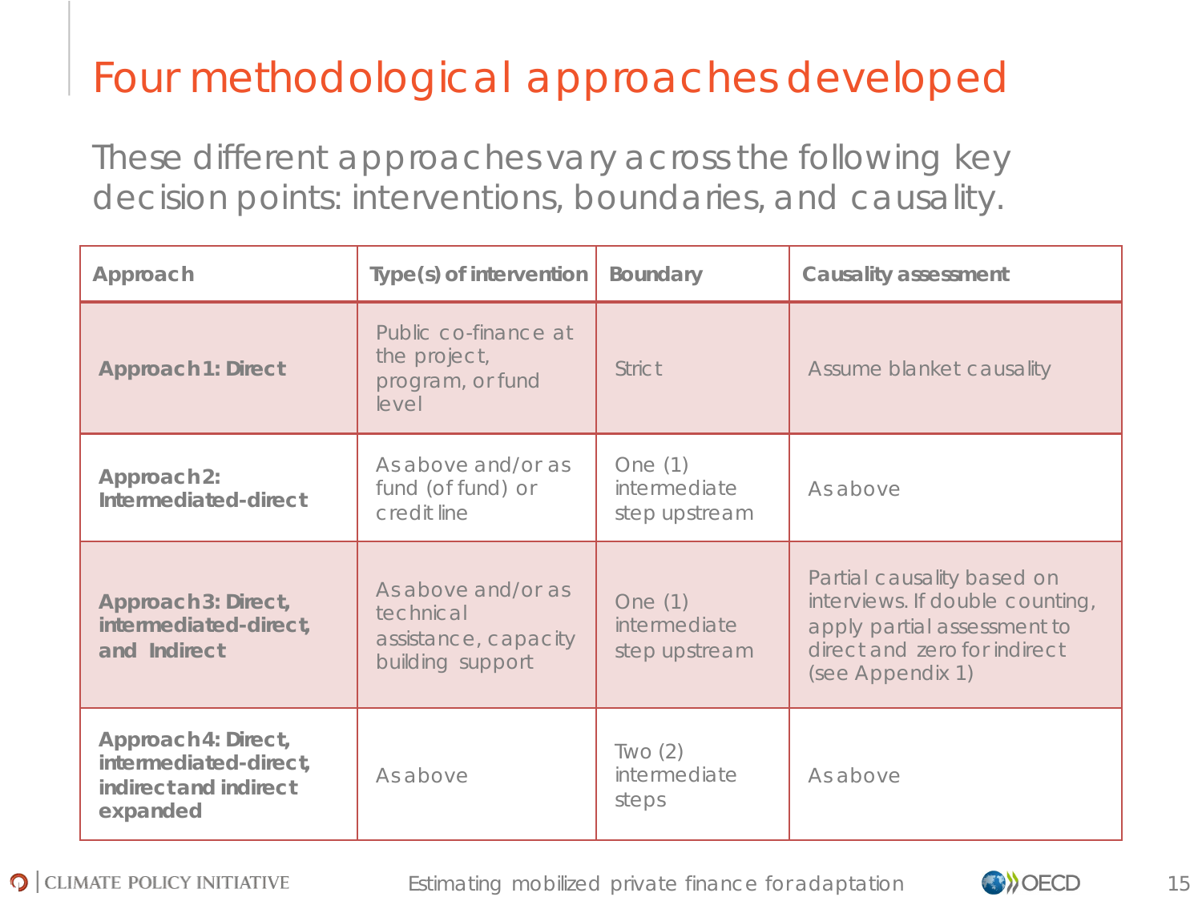# Four methodological approaches developed

These different approaches vary across the following key decision points: interventions, boundaries, and causality.

| Approach | Type(s) of intervention | Boundary | Causality assessment |
|---|---|---|---|
| **Approach 1: Direct** | Public co-finance at the project, program, or fund level | Strict | Assume blanket causality |
| **Approach 2: Intermediated-direct** | As above and/or as fund (of fund) or credit line | One (1) intermediate step upstream | As above |
| **Approach 3: Direct, intermediated-direct, and Indirect** | As above and/or as technical assistance, capacity building support | One (1) intermediate step upstream | Partial causality based on interviews. If double counting, apply partial assessment to direct and zero for indirect (see Appendix 1) |
| **Approach 4: Direct, intermediated-direct, indirect and indirect expanded** | As above | Two (2) intermediate steps | As above |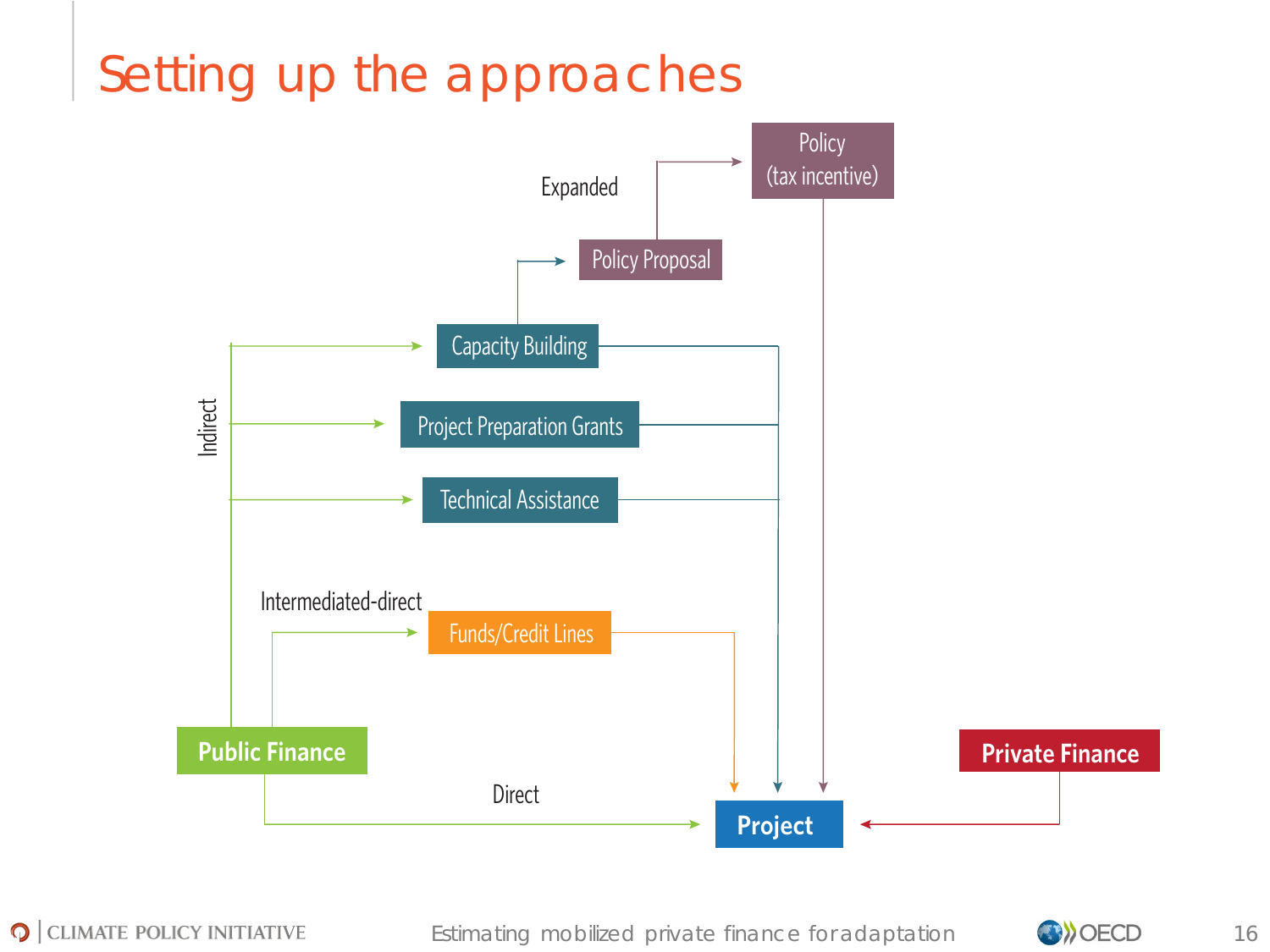# Setting up the approaches

Expanded

Policy (tax incentive)

Policy Proposal

Indirect

Capacity Building

Project Preparation Grants

Technical Assistance

Intermediated-direct

Funds/Credit Lines

Public Finance

Direct

Project

Private Finance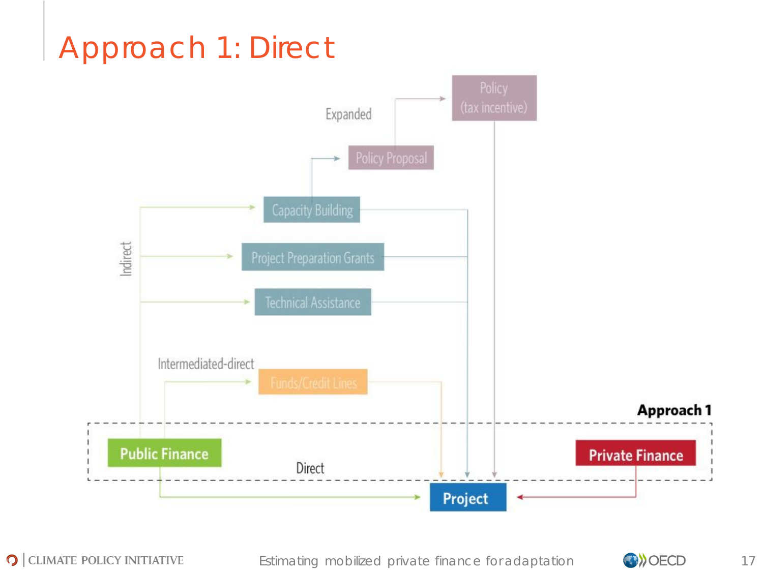# Approach 1: Direct

Expanded

Policy (tax incentive)

Policy Proposal

Indirect

Capacity Building

Project Preparation Grants

Technical Assistance

Intermediated-direct

Funds/Credit Lines

Approach 1

Public Finance

Direct

Private Finance

Project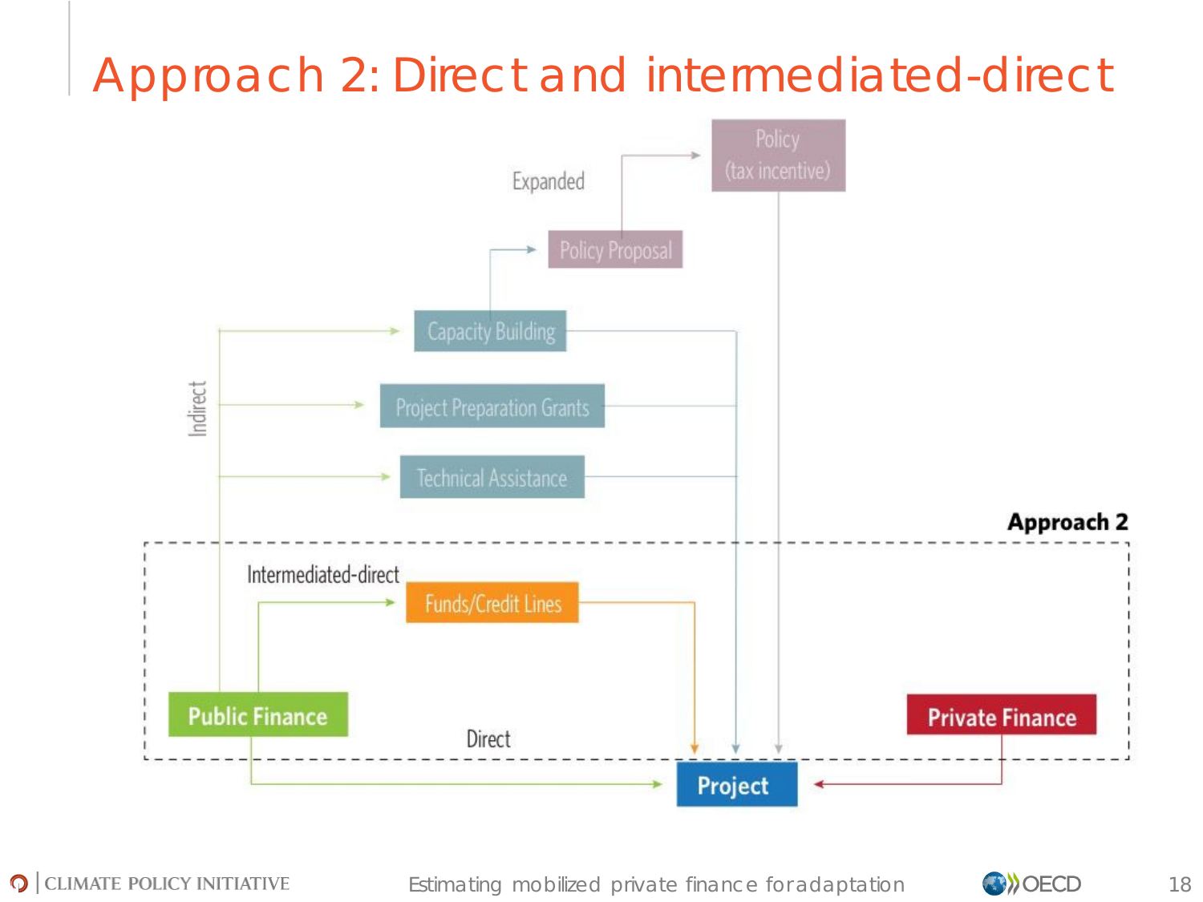# Approach 2: Direct and intermediated-direct

Expanded

Policy (tax incentive)

Policy Proposal

Capacity Building

Indirect

Project Preparation Grants

Technical Assistance

**Approach 2**

Intermediated-direct

Funds/Credit Lines

**Public Finance**

Direct

**Private Finance**

**Project**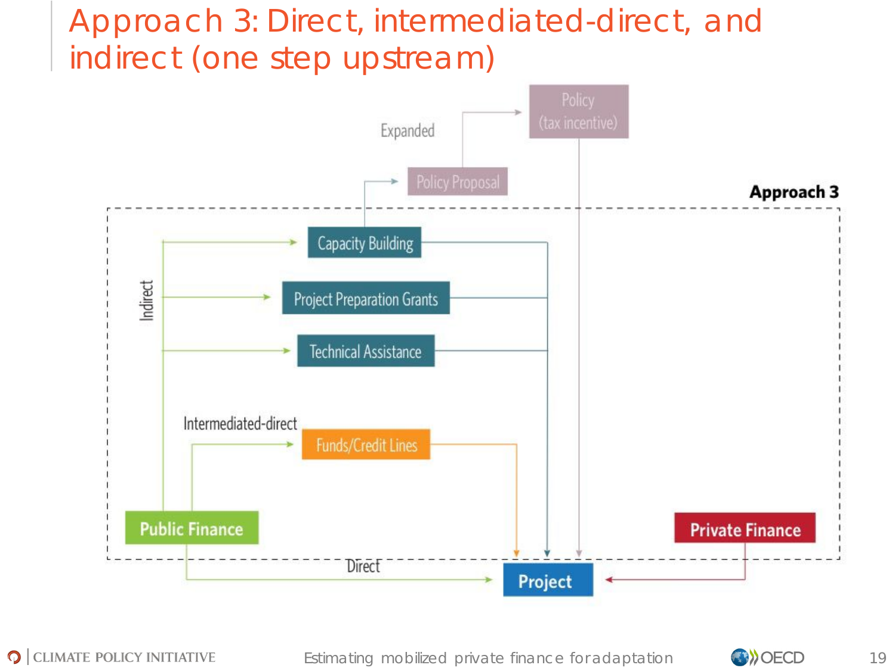# Approach 3: Direct, intermediated-direct, and indirect (one step upstream)

Approach 3

Expanded

Policy (tax incentive)

Policy Proposal

Indirect

Capacity Building

Project Preparation Grants

Technical Assistance

Intermediated-direct

Funds/Credit Lines

Public Finance

Private Finance

Direct

Project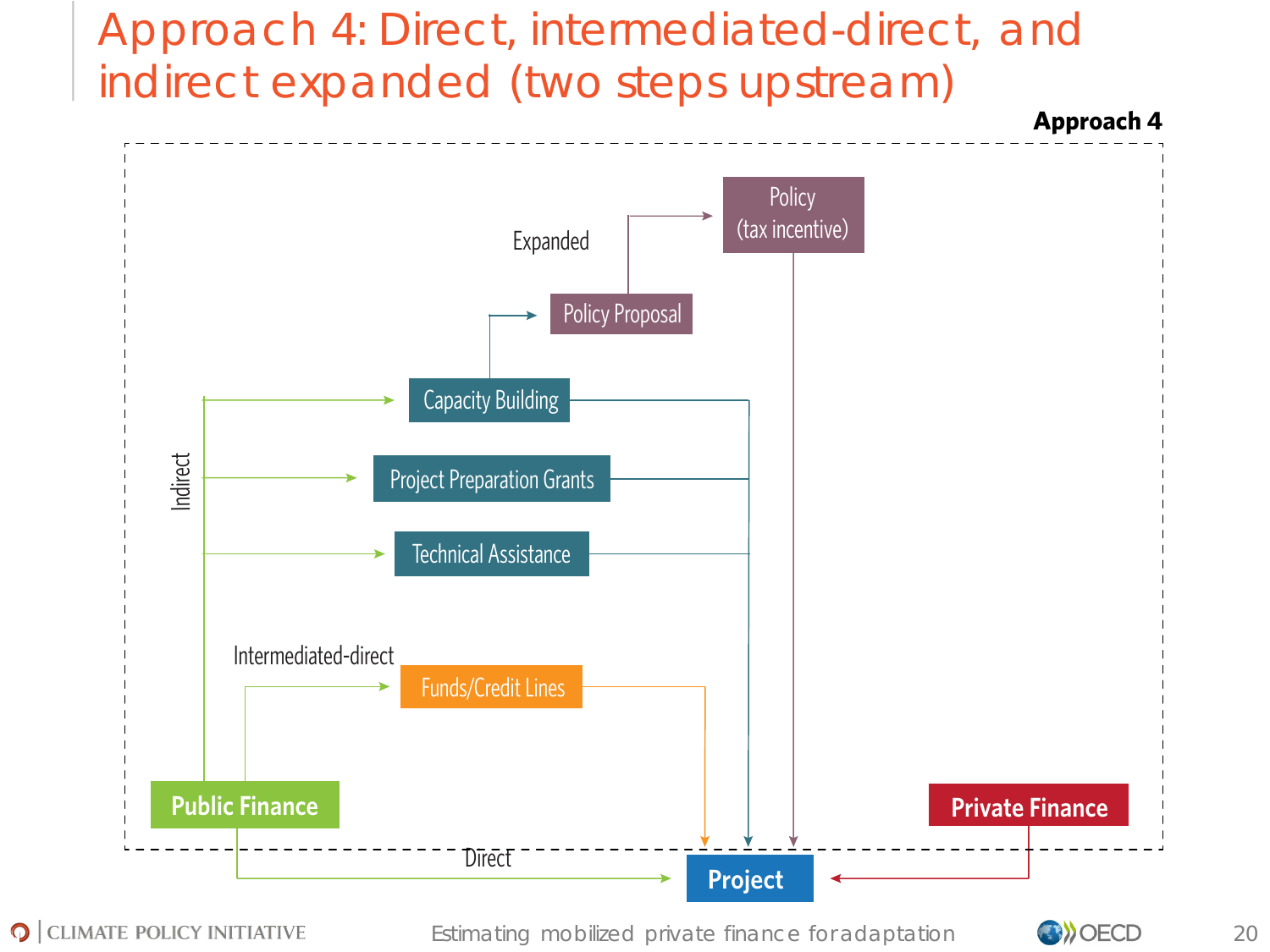# Approach 4: Direct, intermediated-direct, and indirect expanded (two steps upstream)

**Approach 4**

Expanded

Policy (tax incentive)

Policy Proposal

Indirect

Capacity Building

Project Preparation Grants

Technical Assistance

Intermediated-direct

Funds/Credit Lines

**Public Finance**

**Private Finance**

Direct

**Project**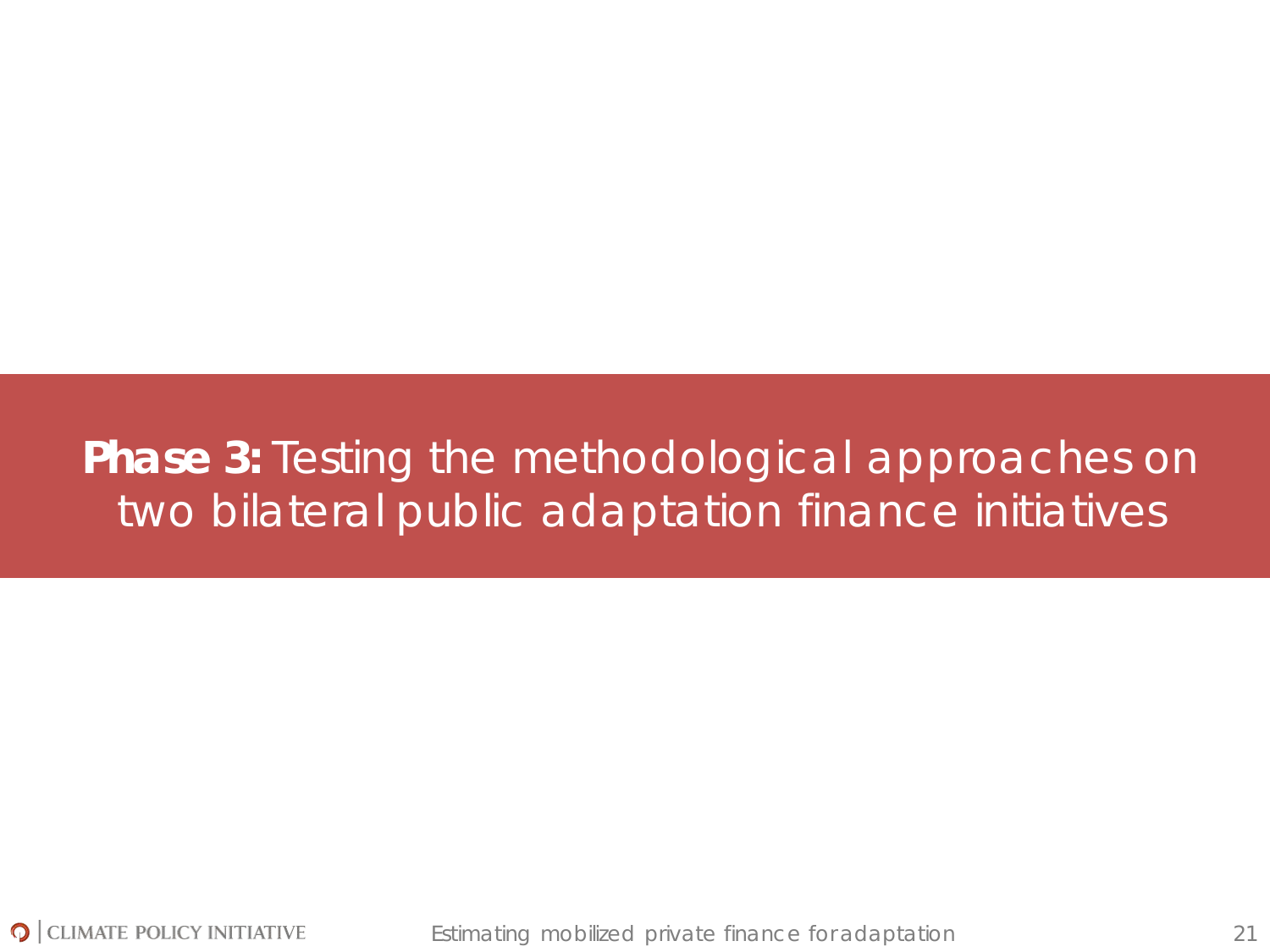# **Phase 3:** Testing the methodological approaches on two bilateral public adaptation finance initiatives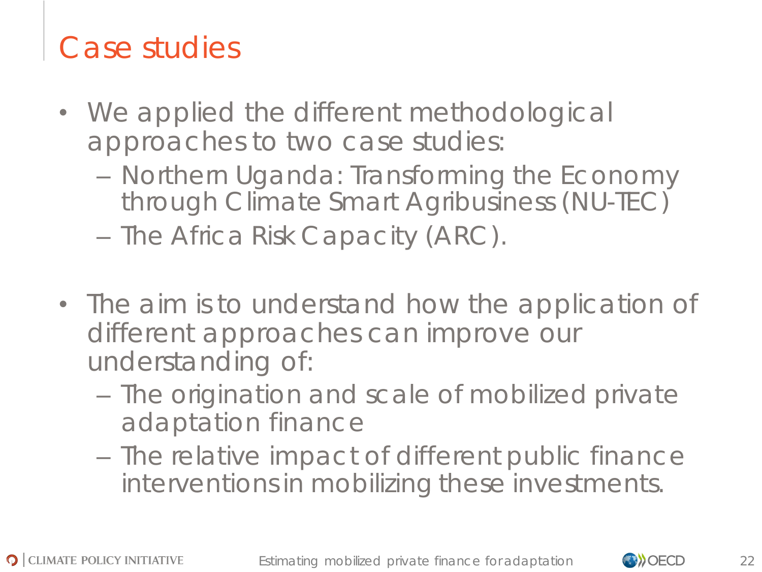# Case studies

- We applied the different methodological approaches to two case studies:
  - Northern Uganda: Transforming the Economy through Climate Smart Agribusiness (NU-TEC)
  - The Africa Risk Capacity (ARC).

- The aim is to understand how the application of different approaches can improve our understanding of:
  - The origination and scale of mobilized private adaptation finance
  - The relative impact of different public finance interventions in mobilizing these investments.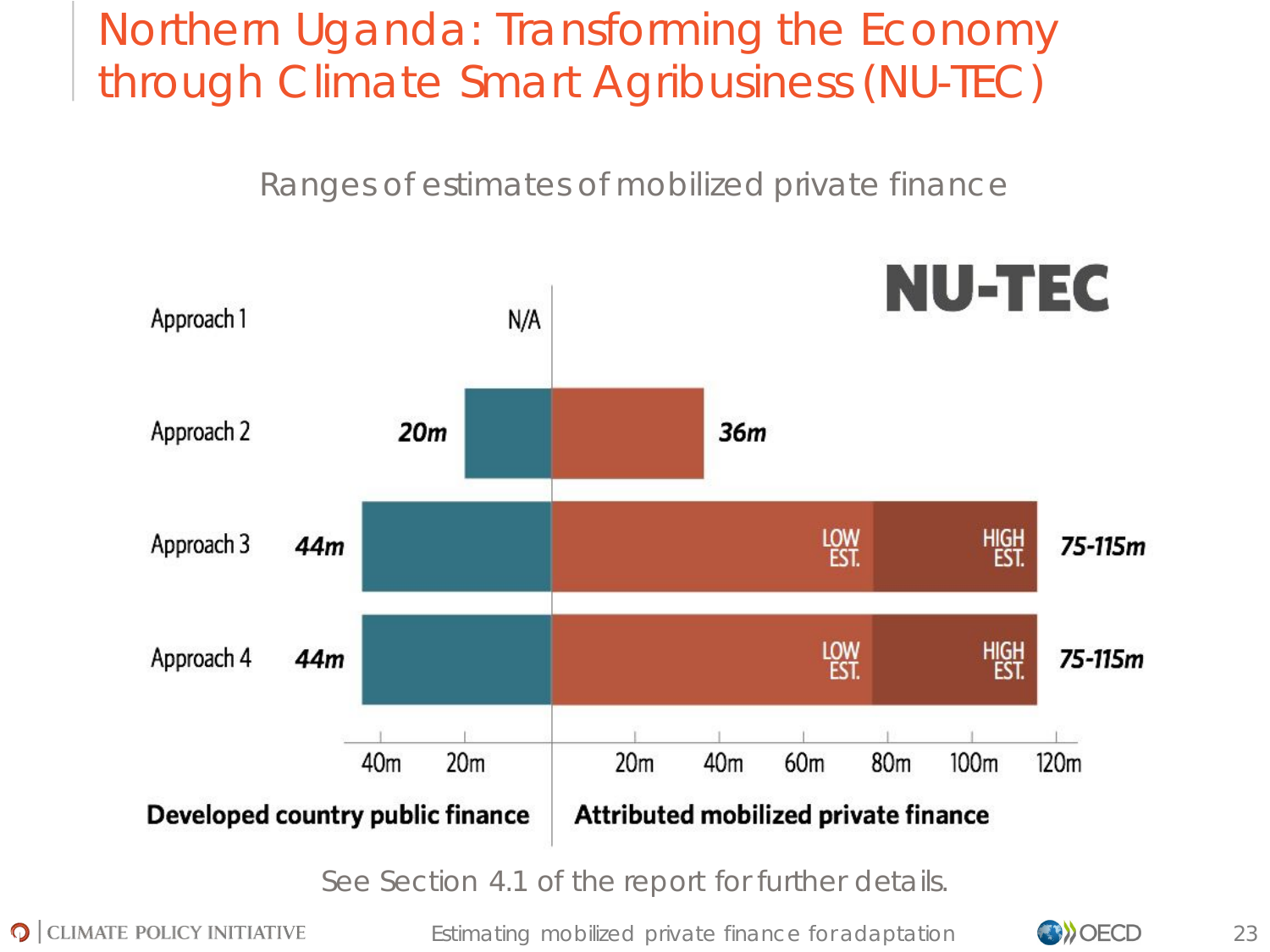# Northern Uganda: Transforming the Economy through Climate Smart Agribusiness (NU-TEC)

Ranges of estimates of mobilized private finance

**NU-TEC**

| | Developed country public finance | Attributed mobilized private finance |
|---|---|---|
| Approach 1 | N/A | |
| Approach 2 | 20m | 36m |
| Approach 3 | 44m | 75-115m (LOW EST. – HIGH EST.) |
| Approach 4 | 44m | 75-115m (LOW EST. – HIGH EST.) |

See Section 4.1 of the report for further details.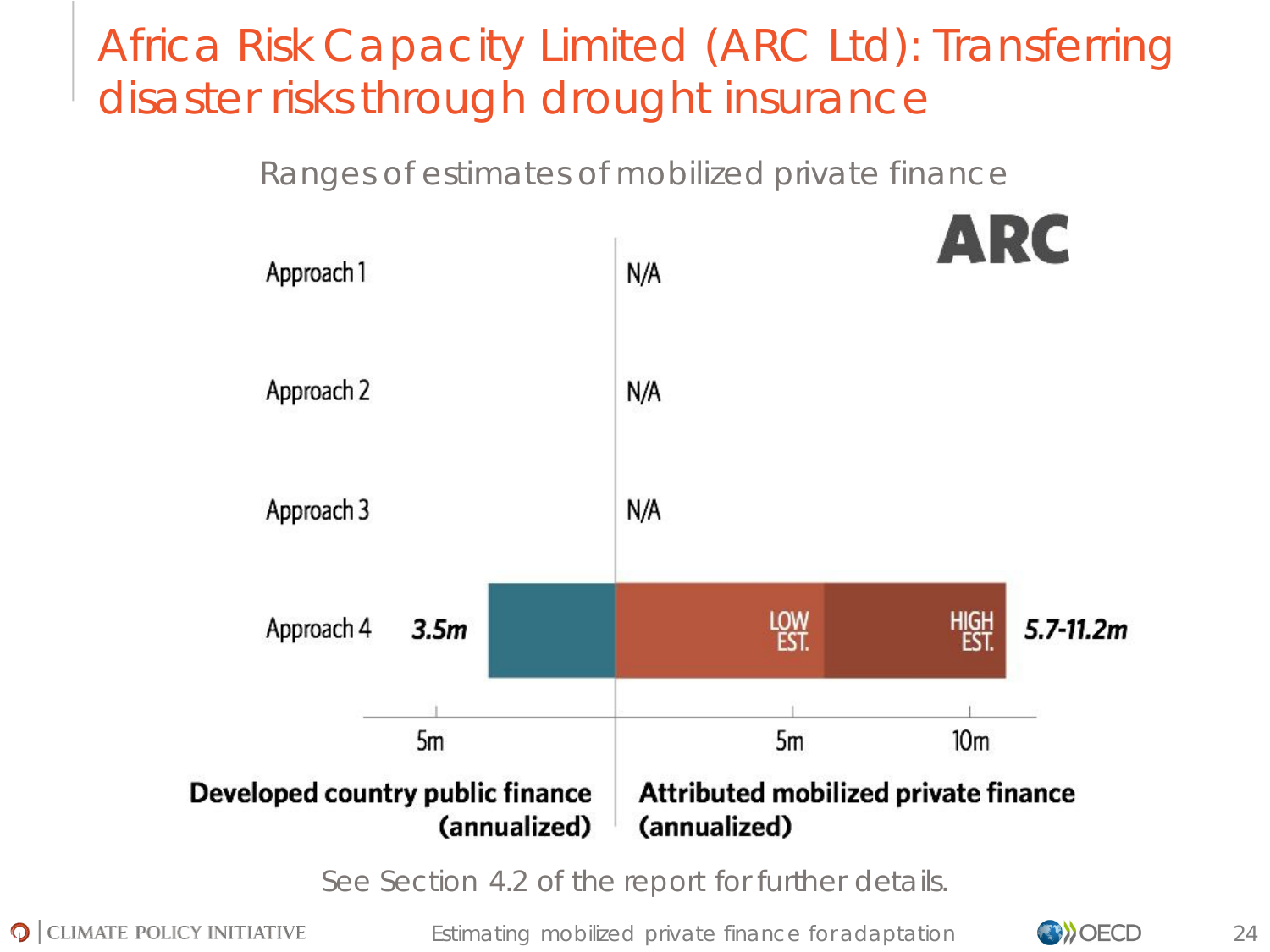# Africa Risk Capacity Limited (ARC Ltd): Transferring disaster risks through drought insurance

Ranges of estimates of mobilized private finance

ARC

| | Developed country public finance (annualized) | Attributed mobilized private finance (annualized) |
|---|---|---|
| Approach 1 | | N/A |
| Approach 2 | | N/A |
| Approach 3 | | N/A |
| Approach 4 | 3.5m | 5.7-11.2m (LOW EST. – HIGH EST.) |

See Section 4.2 of the report for further details.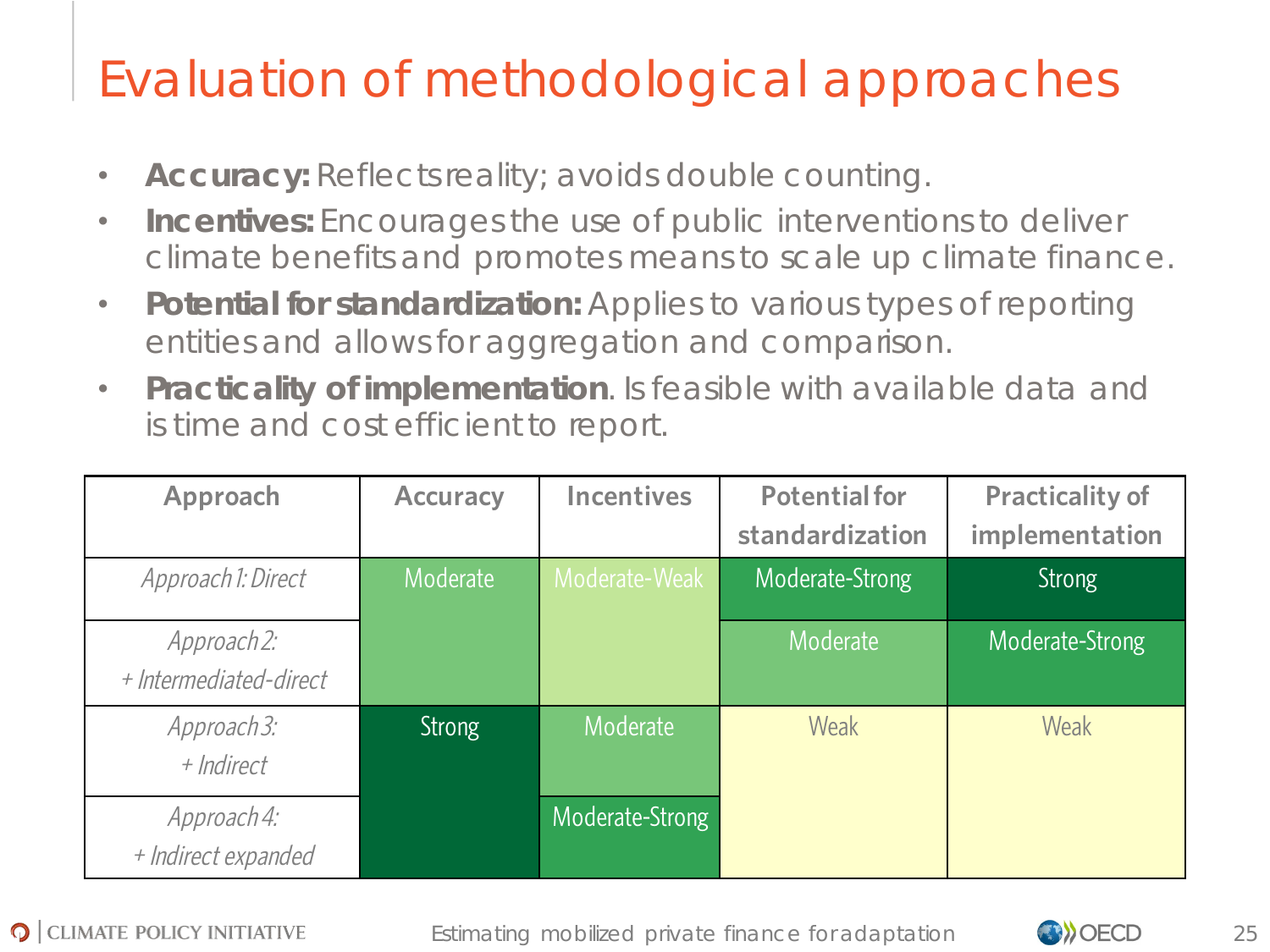# Evaluation of methodological approaches

- **Accuracy:** Reflects reality; avoids double counting.
- **Incentives:** Encourages the use of public interventions to deliver climate benefits and promotes means to scale up climate finance.
- **Potential for standardization:** Applies to various types of reporting entities and allows for aggregation and comparison.
- **Practicality of implementation**. Is feasible with available data and is time and cost efficient to report.

| Approach | Accuracy | Incentives | Potential for standardization | Practicality of implementation |
|---|---|---|---|---|
| *Approach 1: Direct* | Moderate | Moderate-Weak | Moderate-Strong | Strong |
| *Approach 2: + Intermediated-direct* | Moderate | Moderate-Weak | Moderate | Moderate-Strong |
| *Approach 3: + Indirect* | Strong | Moderate | Weak | Weak |
| *Approach 4: + Indirect expanded* | Strong | Moderate-Strong | Weak | Weak |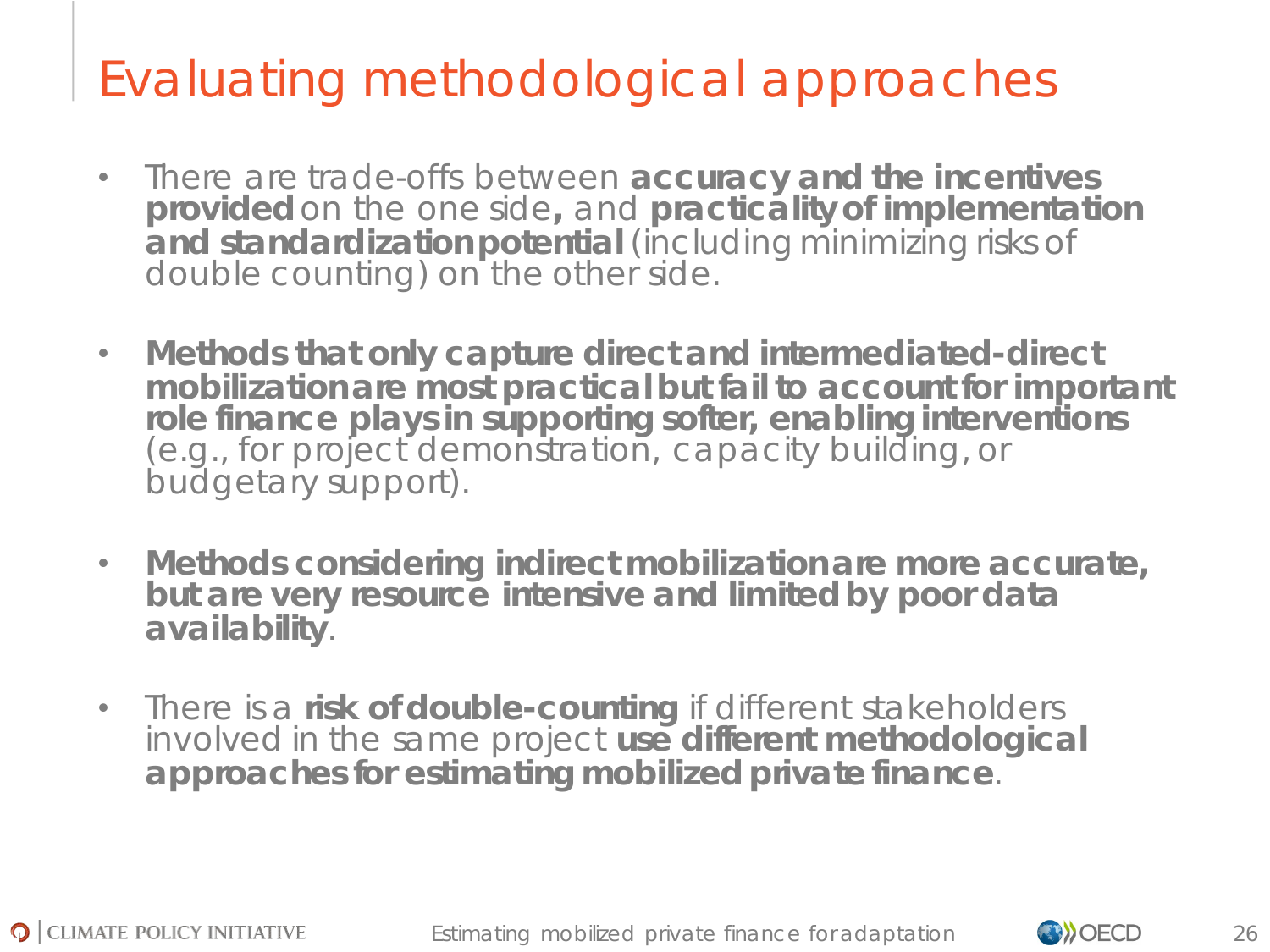# Evaluating methodological approaches

- There are trade-offs between **accuracy and the incentives provided** on the one side**,** and **practicality of implementation and standardization potential** (including minimizing risks of double counting) on the other side.

- **Methods that only capture direct and intermediated-direct mobilization are most practical but fail to account for important role finance plays in supporting softer, enabling interventions** (e.g., for project demonstration, capacity building, or budgetary support).

- **Methods considering indirect mobilization are more accurate, but are very resource intensive and limited by poor data availability**.

- There is a **risk of double-counting** if different stakeholders involved in the same project **use different methodological approaches for estimating mobilized private finance**.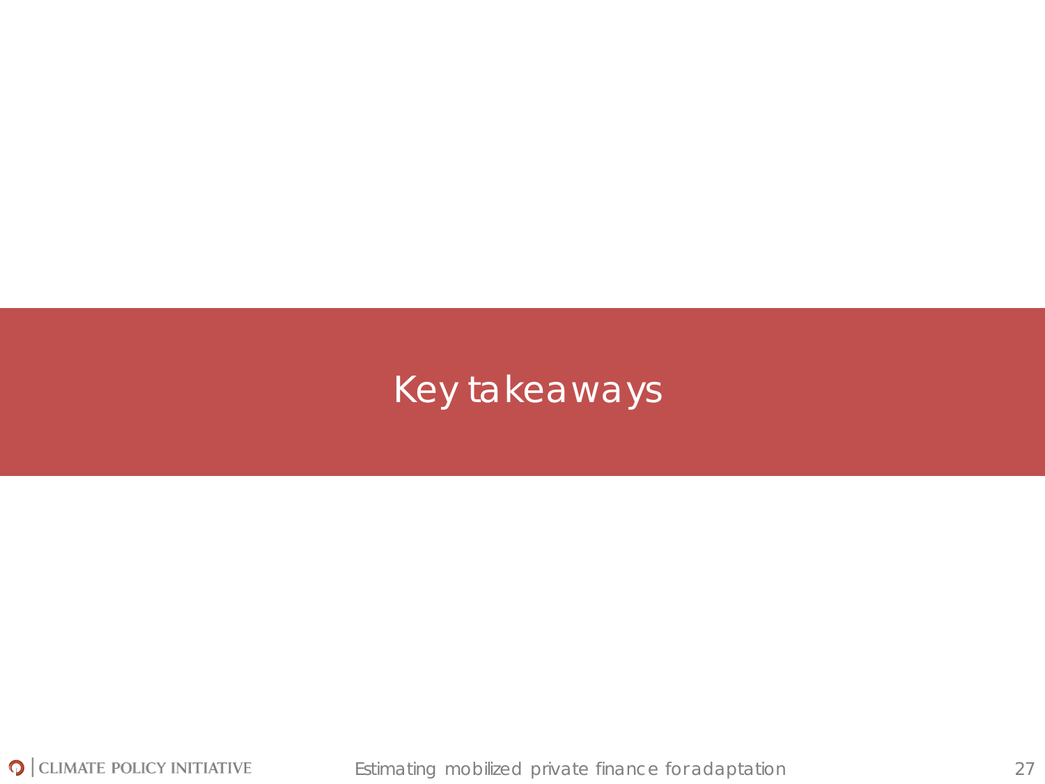# Key takeaways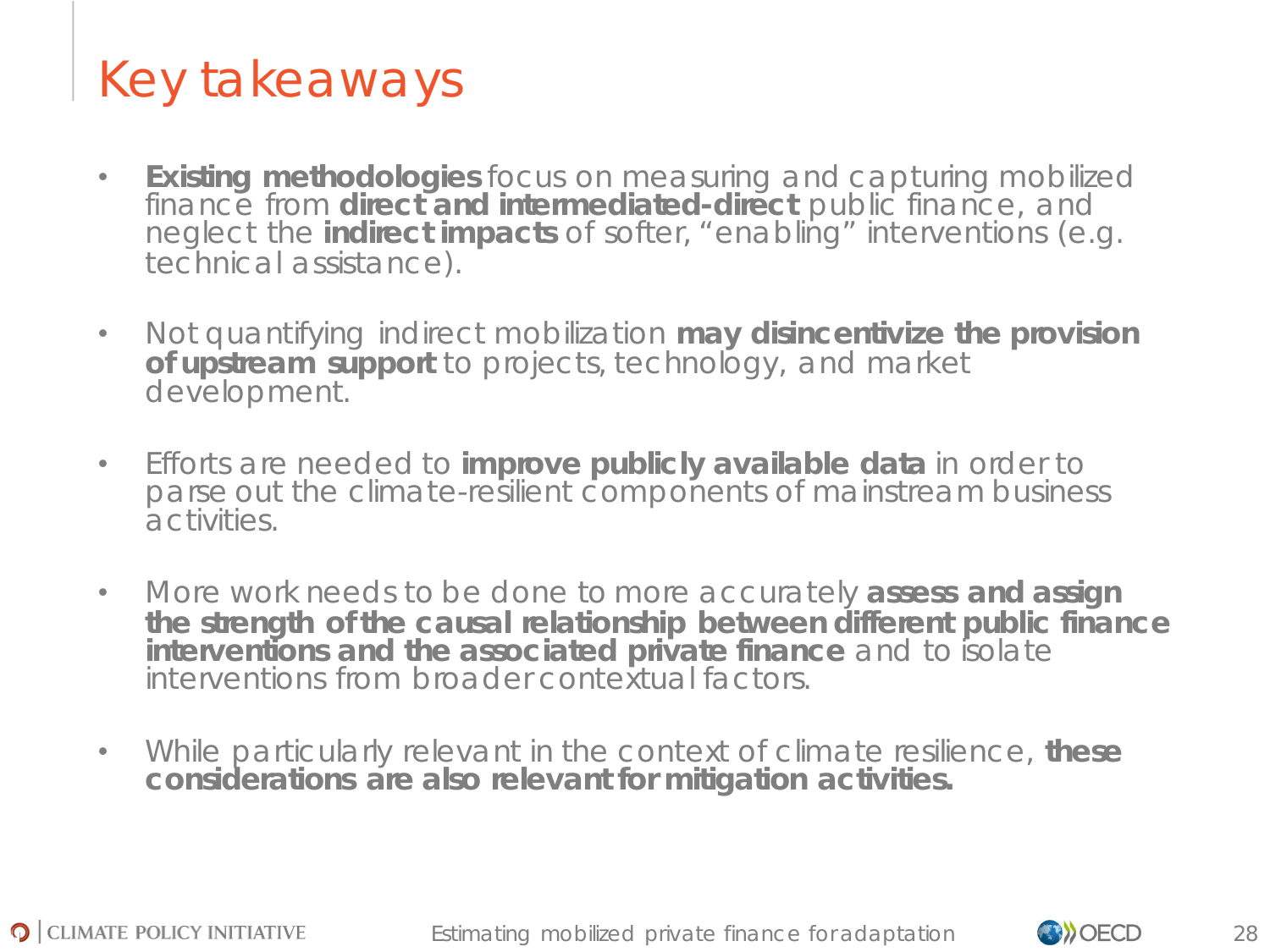# Key takeaways

- **Existing methodologies** focus on measuring and capturing mobilized finance from **direct and intermediated-direct** public finance, and neglect the **indirect impacts** of softer, "enabling" interventions (e.g. technical assistance).

- Not quantifying indirect mobilization **may disincentivize the provision of upstream support** to projects, technology, and market development.

- Efforts are needed to **improve publicly available data** in order to parse out the climate-resilient components of mainstream business activities.

- More work needs to be done to more accurately **assess and assign the strength of the causal relationship between different public finance interventions and the associated private finance** and to isolate interventions from broader contextual factors.

- While particularly relevant in the context of climate resilience, **these considerations are also relevant for mitigation activities.**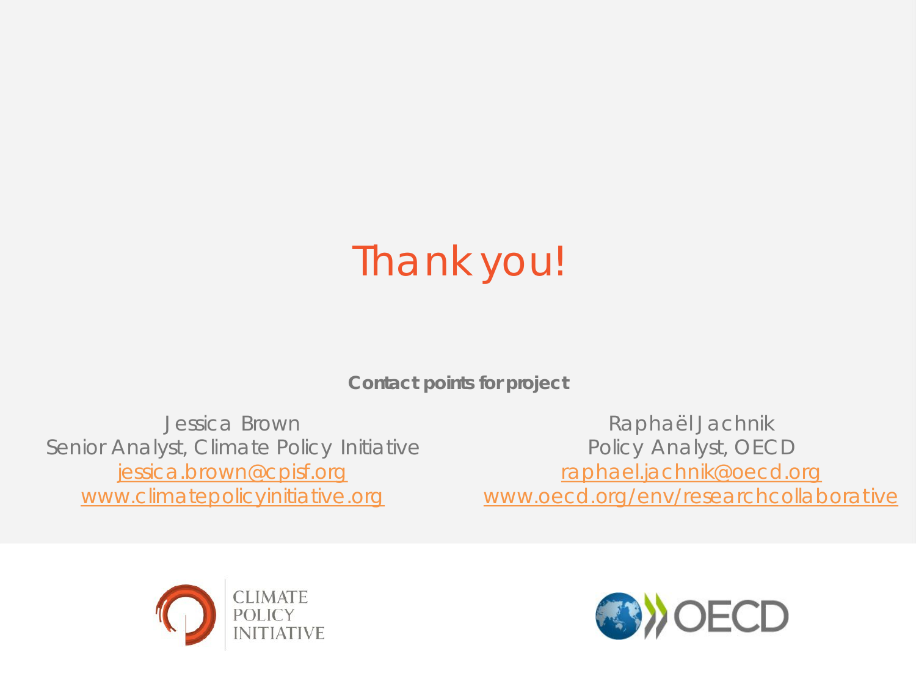# Thank you!

**Contact points for project**

Jessica Brown
Senior Analyst, Climate Policy Initiative
jessica.brown@cpisf.org
www.climatepolicyinitiative.org

Raphaël Jachnik
Policy Analyst, OECD
raphael.jachnik@oecd.org
www.oecd.org/env/researchcollaborative

CLIMATE POLICY INITIATIVE

OECD